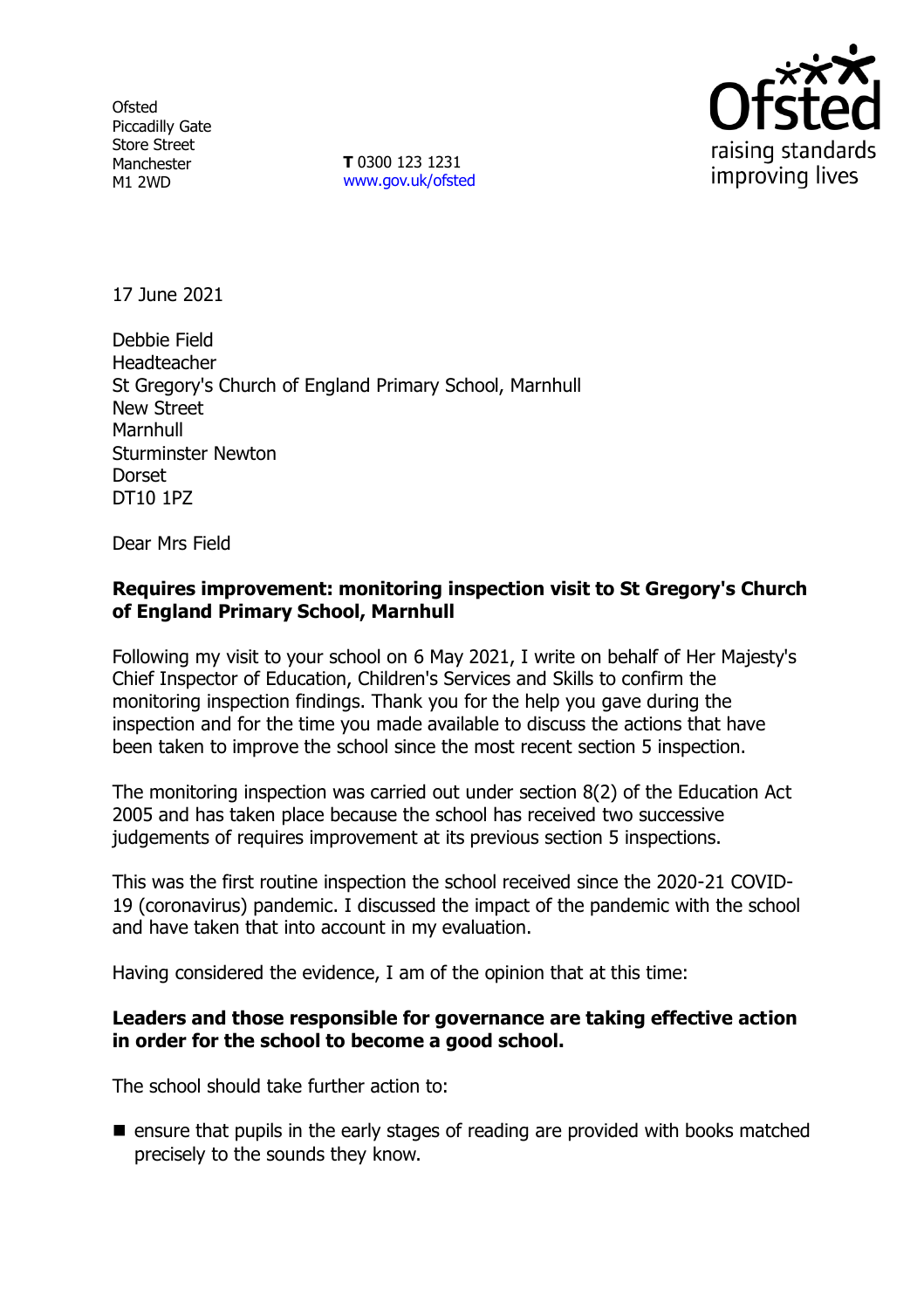Ofsted
Piccadilly Gate
Store Street
Manchester
M1 2WD

**T** 0300 123 1231
www.gov.uk/ofsted

17 June 2021

Debbie Field
Headteacher
St Gregory's Church of England Primary School, Marnhull
New Street
Marnhull
Sturminster Newton
Dorset
DT10 1PZ

Dear Mrs Field

**Requires improvement: monitoring inspection visit to St Gregory's Church of England Primary School, Marnhull**

Following my visit to your school on 6 May 2021, I write on behalf of Her Majesty's Chief Inspector of Education, Children's Services and Skills to confirm the monitoring inspection findings. Thank you for the help you gave during the inspection and for the time you made available to discuss the actions that have been taken to improve the school since the most recent section 5 inspection.

The monitoring inspection was carried out under section 8(2) of the Education Act 2005 and has taken place because the school has received two successive judgements of requires improvement at its previous section 5 inspections.

This was the first routine inspection the school received since the 2020-21 COVID-19 (coronavirus) pandemic. I discussed the impact of the pandemic with the school and have taken that into account in my evaluation.

Having considered the evidence, I am of the opinion that at this time:

**Leaders and those responsible for governance are taking effective action in order for the school to become a good school.**

The school should take further action to:

- ensure that pupils in the early stages of reading are provided with books matched precisely to the sounds they know.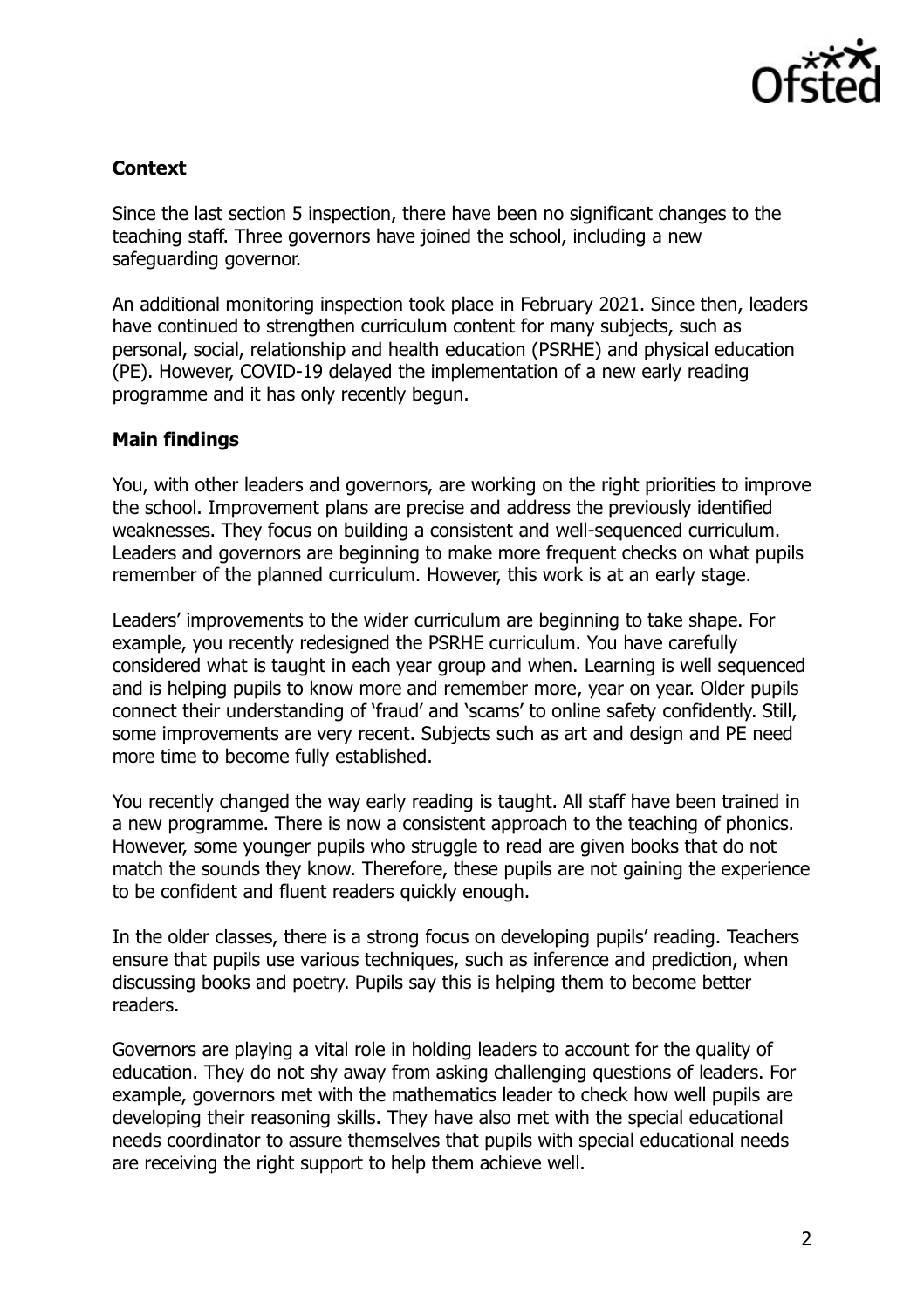## Context

Since the last section 5 inspection, there have been no significant changes to the teaching staff. Three governors have joined the school, including a new safeguarding governor.

An additional monitoring inspection took place in February 2021. Since then, leaders have continued to strengthen curriculum content for many subjects, such as personal, social, relationship and health education (PSRHE) and physical education (PE). However, COVID-19 delayed the implementation of a new early reading programme and it has only recently begun.

## Main findings

You, with other leaders and governors, are working on the right priorities to improve the school. Improvement plans are precise and address the previously identified weaknesses. They focus on building a consistent and well-sequenced curriculum. Leaders and governors are beginning to make more frequent checks on what pupils remember of the planned curriculum. However, this work is at an early stage.

Leaders' improvements to the wider curriculum are beginning to take shape. For example, you recently redesigned the PSRHE curriculum. You have carefully considered what is taught in each year group and when. Learning is well sequenced and is helping pupils to know more and remember more, year on year. Older pupils connect their understanding of 'fraud' and 'scams' to online safety confidently. Still, some improvements are very recent. Subjects such as art and design and PE need more time to become fully established.

You recently changed the way early reading is taught. All staff have been trained in a new programme. There is now a consistent approach to the teaching of phonics. However, some younger pupils who struggle to read are given books that do not match the sounds they know. Therefore, these pupils are not gaining the experience to be confident and fluent readers quickly enough.

In the older classes, there is a strong focus on developing pupils' reading. Teachers ensure that pupils use various techniques, such as inference and prediction, when discussing books and poetry. Pupils say this is helping them to become better readers.

Governors are playing a vital role in holding leaders to account for the quality of education. They do not shy away from asking challenging questions of leaders. For example, governors met with the mathematics leader to check how well pupils are developing their reasoning skills. They have also met with the special educational needs coordinator to assure themselves that pupils with special educational needs are receiving the right support to help them achieve well.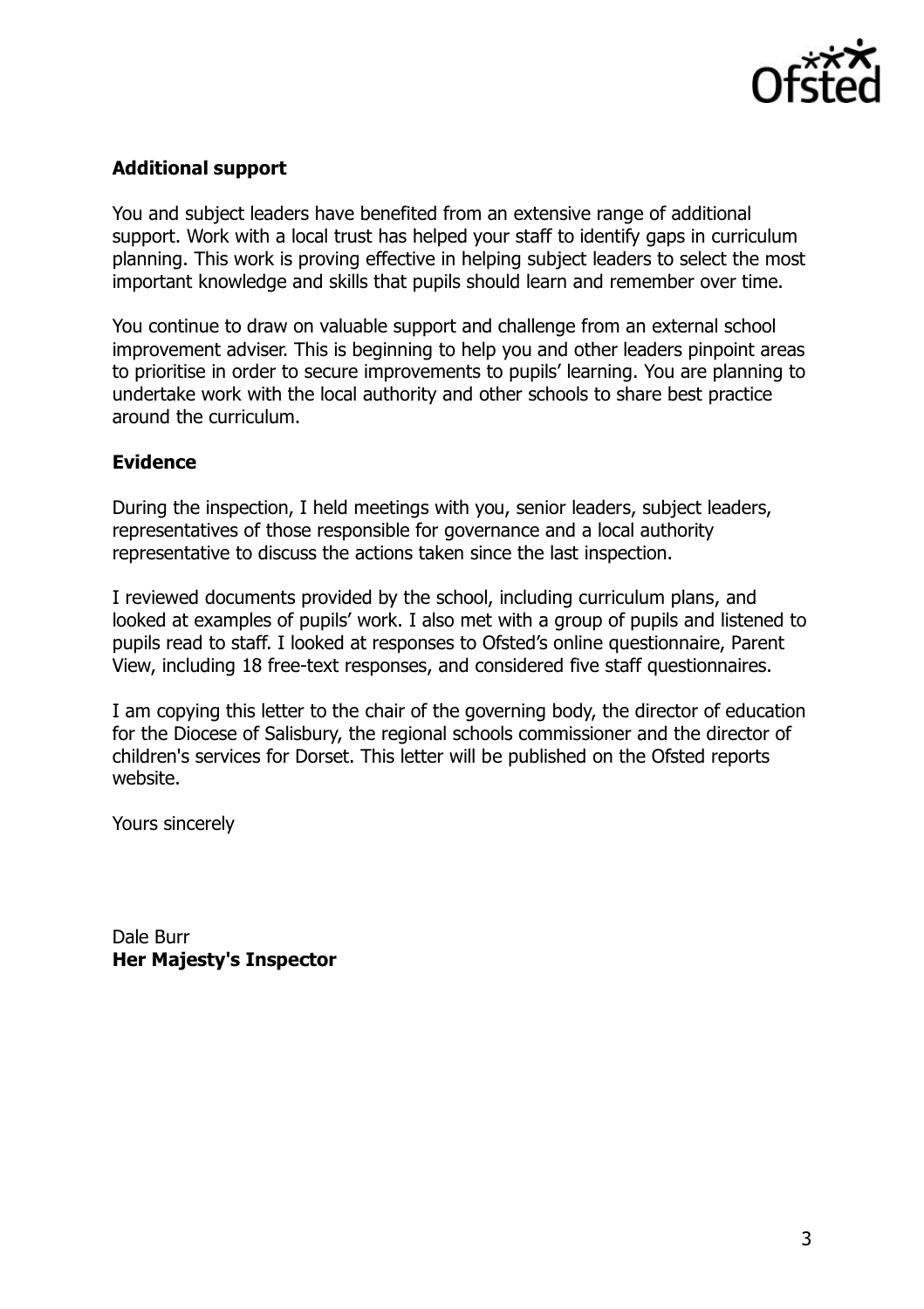**Additional support**

You and subject leaders have benefited from an extensive range of additional support. Work with a local trust has helped your staff to identify gaps in curriculum planning. This work is proving effective in helping subject leaders to select the most important knowledge and skills that pupils should learn and remember over time.

You continue to draw on valuable support and challenge from an external school improvement adviser. This is beginning to help you and other leaders pinpoint areas to prioritise in order to secure improvements to pupils' learning. You are planning to undertake work with the local authority and other schools to share best practice around the curriculum.

**Evidence**

During the inspection, I held meetings with you, senior leaders, subject leaders, representatives of those responsible for governance and a local authority representative to discuss the actions taken since the last inspection.

I reviewed documents provided by the school, including curriculum plans, and looked at examples of pupils' work. I also met with a group of pupils and listened to pupils read to staff. I looked at responses to Ofsted's online questionnaire, Parent View, including 18 free-text responses, and considered five staff questionnaires.

I am copying this letter to the chair of the governing body, the director of education for the Diocese of Salisbury, the regional schools commissioner and the director of children's services for Dorset. This letter will be published on the Ofsted reports website.

Yours sincerely

Dale Burr
**Her Majesty's Inspector**